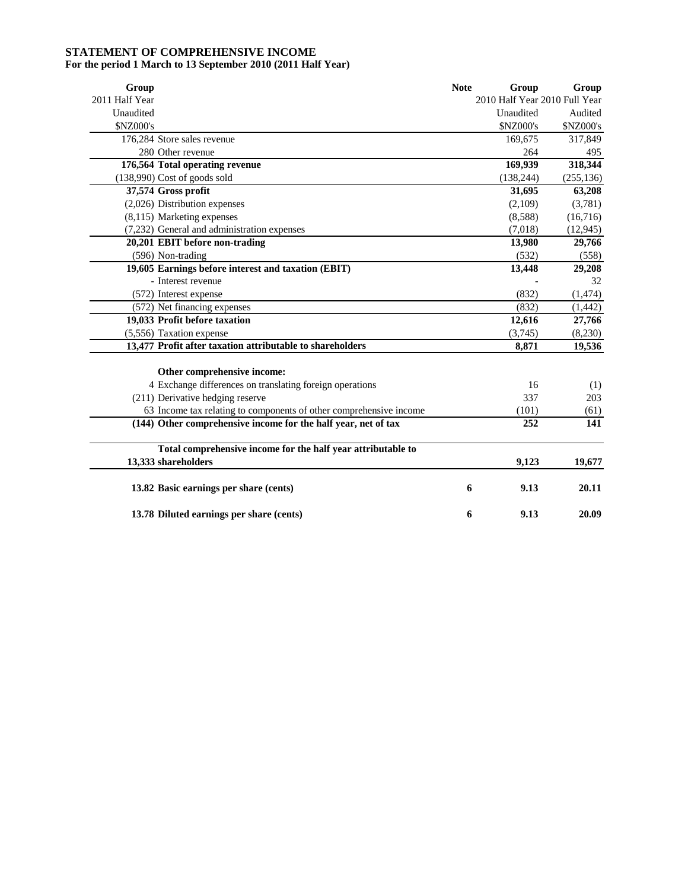# STATEMENT OF COMPREHENSIVE INCOME

**For the period 1 March to 13 September 2010 (2011 Half Year)**

| Group | | Note | Group | Group |
|---|---|---|---|---|
| 2011 Half Year | | | 2010 Half Year | 2010 Full Year |
| Unaudited | | | Unaudited | Audited |
| $NZ000's | | | $NZ000's | $NZ000's |
| 176,284 | Store sales revenue | | 169,675 | 317,849 |
| 280 | Other revenue | | 264 | 495 |
| **176,564** | **Total operating revenue** | | **169,939** | **318,344** |
| (138,990) | Cost of goods sold | | (138,244) | (255,136) |
| **37,574** | **Gross profit** | | **31,695** | **63,208** |
| (2,026) | Distribution expenses | | (2,109) | (3,781) |
| (8,115) | Marketing expenses | | (8,588) | (16,716) |
| (7,232) | General and administration expenses | | (7,018) | (12,945) |
| **20,201** | **EBIT before non-trading** | | **13,980** | **29,766** |
| (596) | Non-trading | | (532) | (558) |
| **19,605** | **Earnings before interest and taxation (EBIT)** | | **13,448** | **29,208** |
| - | Interest revenue | | - | 32 |
| (572) | Interest expense | | (832) | (1,474) |
| (572) | Net financing expenses | | (832) | (1,442) |
| **19,033** | **Profit before taxation** | | **12,616** | **27,766** |
| (5,556) | Taxation expense | | (3,745) | (8,230) |
| **13,477** | **Profit after taxation attributable to shareholders** | | **8,871** | **19,536** |
| | **Other comprehensive income:** | | | |
| 4 | Exchange differences on translating foreign operations | | 16 | (1) |
| (211) | Derivative hedging reserve | | 337 | 203 |
| 63 | Income tax relating to components of other comprehensive income | | (101) | (61) |
| **(144)** | **Other comprehensive income for the half year, net of tax** | | **252** | **141** |
| **13,333** | **Total comprehensive income for the half year attributable to shareholders** | | **9,123** | **19,677** |
| **13.82** | **Basic earnings per share (cents)** | **6** | **9.13** | **20.11** |
| **13.78** | **Diluted earnings per share (cents)** | **6** | **9.13** | **20.09** |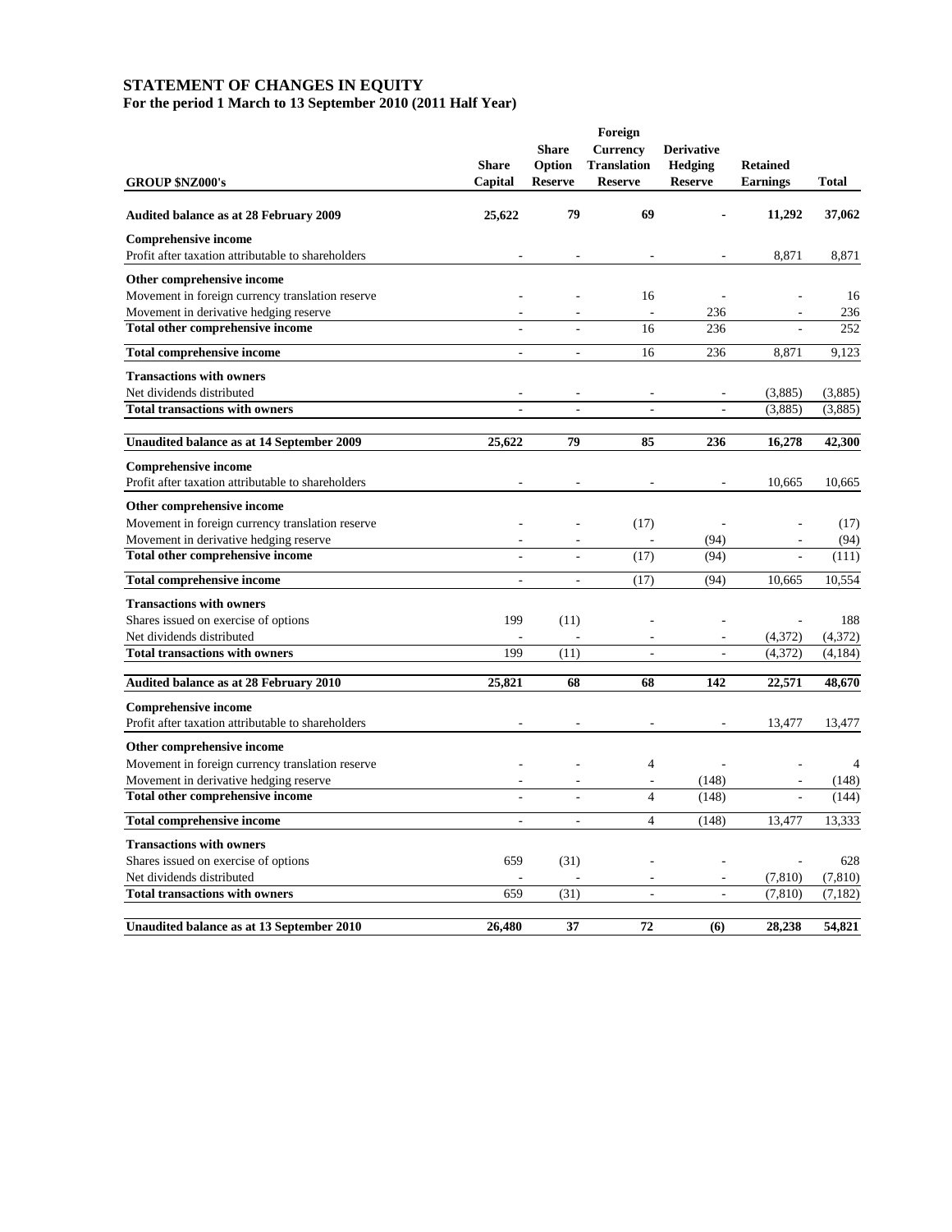# STATEMENT OF CHANGES IN EQUITY

## For the period 1 March to 13 September 2010 (2011 Half Year)

| GROUP $NZ000's | Share Capital | Share Option Reserve | Foreign Currency Translation Reserve | Derivative Hedging Reserve | Retained Earnings | Total |
|---|---|---|---|---|---|---|
| **Audited balance as at 28 February 2009** | **25,622** | **79** | **69** | **-** | **11,292** | **37,062** |
| **Comprehensive income** | | | | | | |
| Profit after taxation attributable to shareholders | - | - | - | - | 8,871 | 8,871 |
| **Other comprehensive income** | | | | | | |
| Movement in foreign currency translation reserve | - | - | 16 | - | - | 16 |
| Movement in derivative hedging reserve | - | - | - | 236 | - | 236 |
| **Total other comprehensive income** | - | - | 16 | 236 | - | 252 |
| **Total comprehensive income** | - | - | 16 | 236 | 8,871 | 9,123 |
| **Transactions with owners** | | | | | | |
| Net dividends distributed | - | - | - | - | (3,885) | (3,885) |
| **Total transactions with owners** | - | - | - | - | (3,885) | (3,885) |
| **Unaudited balance as at 14 September 2009** | **25,622** | **79** | **85** | **236** | **16,278** | **42,300** |
| **Comprehensive income** | | | | | | |
| Profit after taxation attributable to shareholders | - | - | - | - | 10,665 | 10,665 |
| **Other comprehensive income** | | | | | | |
| Movement in foreign currency translation reserve | - | - | (17) | - | - | (17) |
| Movement in derivative hedging reserve | - | - | - | (94) | - | (94) |
| **Total other comprehensive income** | - | - | (17) | (94) | - | (111) |
| **Total comprehensive income** | - | - | (17) | (94) | 10,665 | 10,554 |
| **Transactions with owners** | | | | | | |
| Shares issued on exercise of options | 199 | (11) | - | - | - | 188 |
| Net dividends distributed | - | - | - | - | (4,372) | (4,372) |
| **Total transactions with owners** | 199 | (11) | - | - | (4,372) | (4,184) |
| **Audited balance as at 28 February 2010** | **25,821** | **68** | **68** | **142** | **22,571** | **48,670** |
| **Comprehensive income** | | | | | | |
| Profit after taxation attributable to shareholders | - | - | - | - | 13,477 | 13,477 |
| **Other comprehensive income** | | | | | | |
| Movement in foreign currency translation reserve | - | - | 4 | - | - | 4 |
| Movement in derivative hedging reserve | - | - | - | (148) | - | (148) |
| **Total other comprehensive income** | - | - | 4 | (148) | - | (144) |
| **Total comprehensive income** | - | - | 4 | (148) | 13,477 | 13,333 |
| **Transactions with owners** | | | | | | |
| Shares issued on exercise of options | 659 | (31) | - | - | - | 628 |
| Net dividends distributed | - | - | - | - | (7,810) | (7,810) |
| **Total transactions with owners** | 659 | (31) | - | - | (7,810) | (7,182) |
| **Unaudited balance as at 13 September 2010** | **26,480** | **37** | **72** | **(6)** | **28,238** | **54,821** |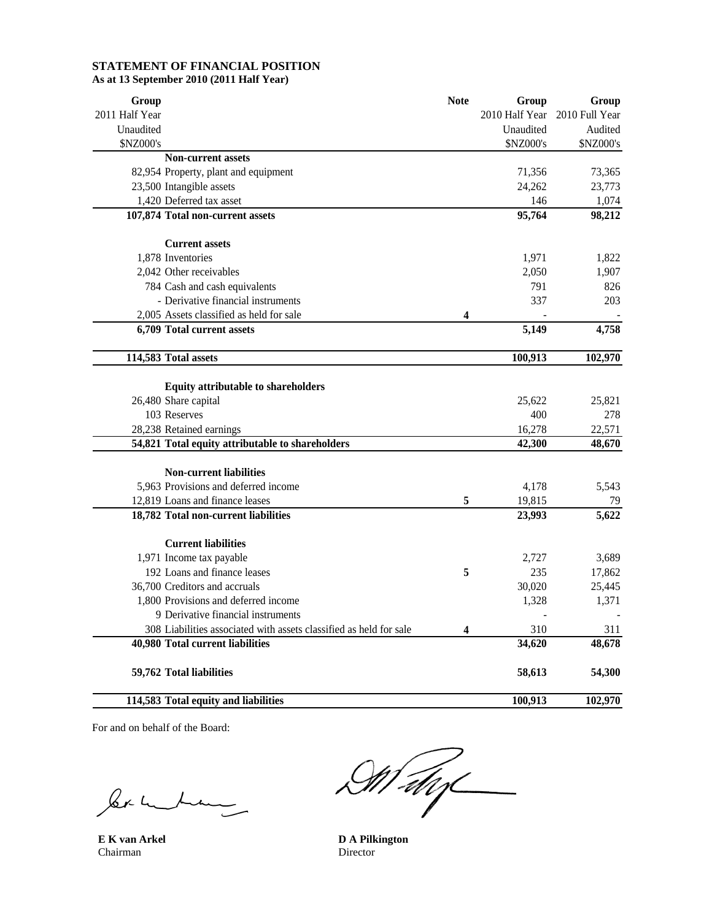# STATEMENT OF FINANCIAL POSITION

**As at 13 September 2010 (2011 Half Year)**

| Group 2011 Half Year Unaudited $NZ000's | | Note | Group 2010 Half Year Unaudited $NZ000's | Group 2010 Full Year Audited $NZ000's |
|---|---|---|---|---|
| | **Non-current assets** | | | |
| 82,954 | Property, plant and equipment | | 71,356 | 73,365 |
| 23,500 | Intangible assets | | 24,262 | 23,773 |
| 1,420 | Deferred tax asset | | 146 | 1,074 |
| **107,874** | **Total non-current assets** | | **95,764** | **98,212** |
| | **Current assets** | | | |
| 1,878 | Inventories | | 1,971 | 1,822 |
| 2,042 | Other receivables | | 2,050 | 1,907 |
| 784 | Cash and cash equivalents | | 791 | 826 |
| - | Derivative financial instruments | | 337 | 203 |
| 2,005 | Assets classified as held for sale | **4** | - | - |
| **6,709** | **Total current assets** | | **5,149** | **4,758** |
| **114,583** | **Total assets** | | **100,913** | **102,970** |
| | **Equity attributable to shareholders** | | | |
| 26,480 | Share capital | | 25,622 | 25,821 |
| 103 | Reserves | | 400 | 278 |
| 28,238 | Retained earnings | | 16,278 | 22,571 |
| **54,821** | **Total equity attributable to shareholders** | | **42,300** | **48,670** |
| | **Non-current liabilities** | | | |
| 5,963 | Provisions and deferred income | | 4,178 | 5,543 |
| 12,819 | Loans and finance leases | **5** | 19,815 | 79 |
| **18,782** | **Total non-current liabilities** | | **23,993** | **5,622** |
| | **Current liabilities** | | | |
| 1,971 | Income tax payable | | 2,727 | 3,689 |
| 192 | Loans and finance leases | **5** | 235 | 17,862 |
| 36,700 | Creditors and accruals | | 30,020 | 25,445 |
| 1,800 | Provisions and deferred income | | 1,328 | 1,371 |
| 9 | Derivative financial instruments | | - | - |
| 308 | Liabilities associated with assets classified as held for sale | **4** | 310 | 311 |
| **40,980** | **Total current liabilities** | | **34,620** | **48,678** |
| **59,762** | **Total liabilities** | | **58,613** | **54,300** |
| **114,583** | **Total equity and liabilities** | | **100,913** | **102,970** |

For and on behalf of the Board:

**E K van Arkel**
Chairman

**D A Pilkington**
Director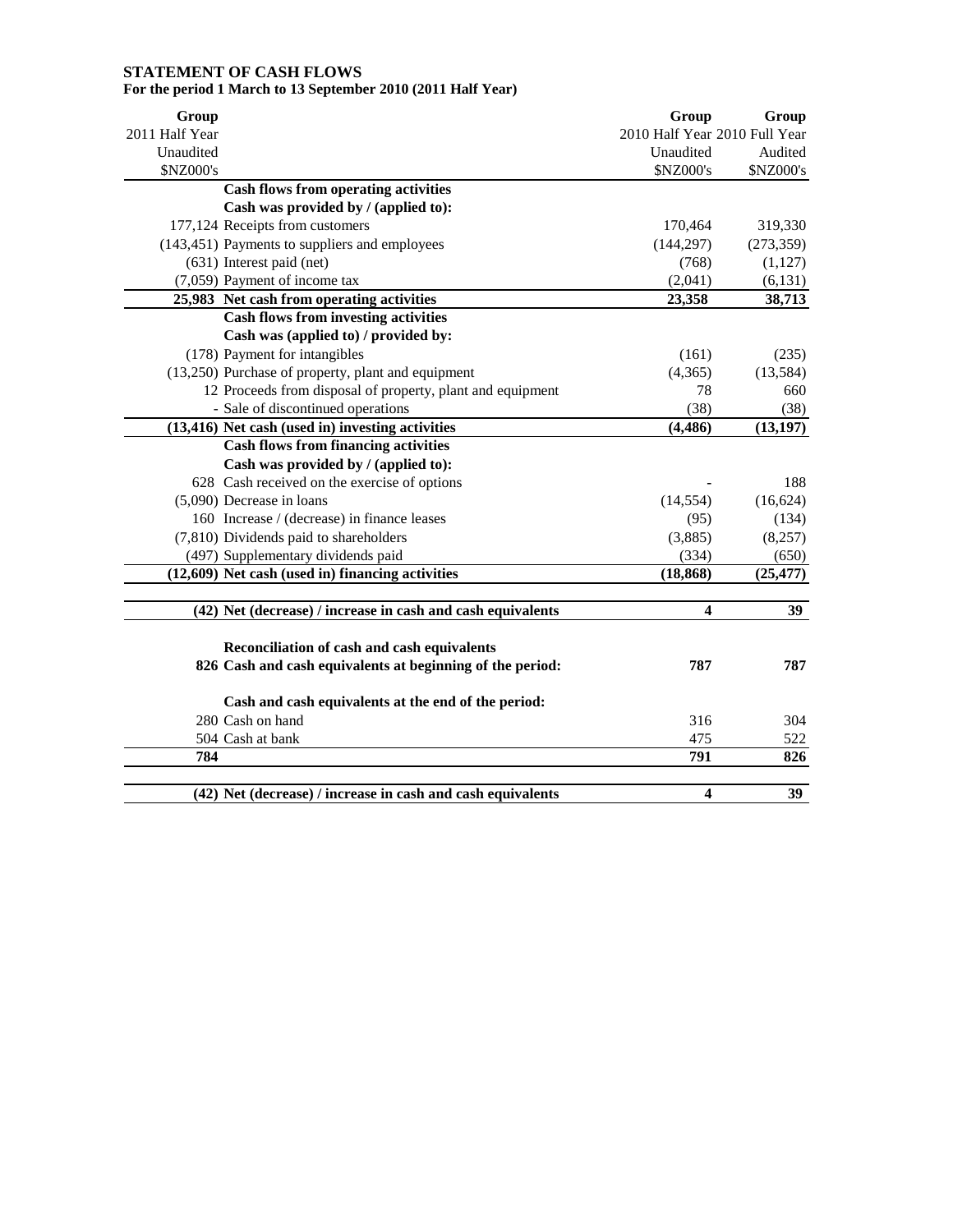# STATEMENT OF CASH FLOWS

**For the period 1 March to 13 September 2010 (2011 Half Year)**

| Group 2011 Half Year Unaudited $NZ000's | | Group 2010 Half Year Unaudited $NZ000's | Group 2010 Full Year Audited $NZ000's |
|---|---|---|---|
| | **Cash flows from operating activities** | | |
| | **Cash was provided by / (applied to):** | | |
| 177,124 | Receipts from customers | 170,464 | 319,330 |
| (143,451) | Payments to suppliers and employees | (144,297) | (273,359) |
| (631) | Interest paid (net) | (768) | (1,127) |
| (7,059) | Payment of income tax | (2,041) | (6,131) |
| **25,983** | **Net cash from operating activities** | **23,358** | **38,713** |
| | **Cash flows from investing activities** | | |
| | **Cash was (applied to) / provided by:** | | |
| (178) | Payment for intangibles | (161) | (235) |
| (13,250) | Purchase of property, plant and equipment | (4,365) | (13,584) |
| 12 | Proceeds from disposal of property, plant and equipment | 78 | 660 |
| - | Sale of discontinued operations | (38) | (38) |
| **(13,416)** | **Net cash (used in) investing activities** | **(4,486)** | **(13,197)** |
| | **Cash flows from financing activities** | | |
| | **Cash was provided by / (applied to):** | | |
| 628 | Cash received on the exercise of options | - | 188 |
| (5,090) | Decrease in loans | (14,554) | (16,624) |
| 160 | Increase / (decrease) in finance leases | (95) | (134) |
| (7,810) | Dividends paid to shareholders | (3,885) | (8,257) |
| (497) | Supplementary dividends paid | (334) | (650) |
| **(12,609)** | **Net cash (used in) financing activities** | **(18,868)** | **(25,477)** |
| | | | |
| **(42)** | **Net (decrease) / increase in cash and cash equivalents** | **4** | **39** |
| | | | |
| | **Reconciliation of cash and cash equivalents** | | |
| **826** | **Cash and cash equivalents at beginning of the period:** | **787** | **787** |
| | | | |
| | **Cash and cash equivalents at the end of the period:** | | |
| 280 | Cash on hand | 316 | 304 |
| 504 | Cash at bank | 475 | 522 |
| **784** | | **791** | **826** |
| | | | |
| **(42)** | **Net (decrease) / increase in cash and cash equivalents** | **4** | **39** |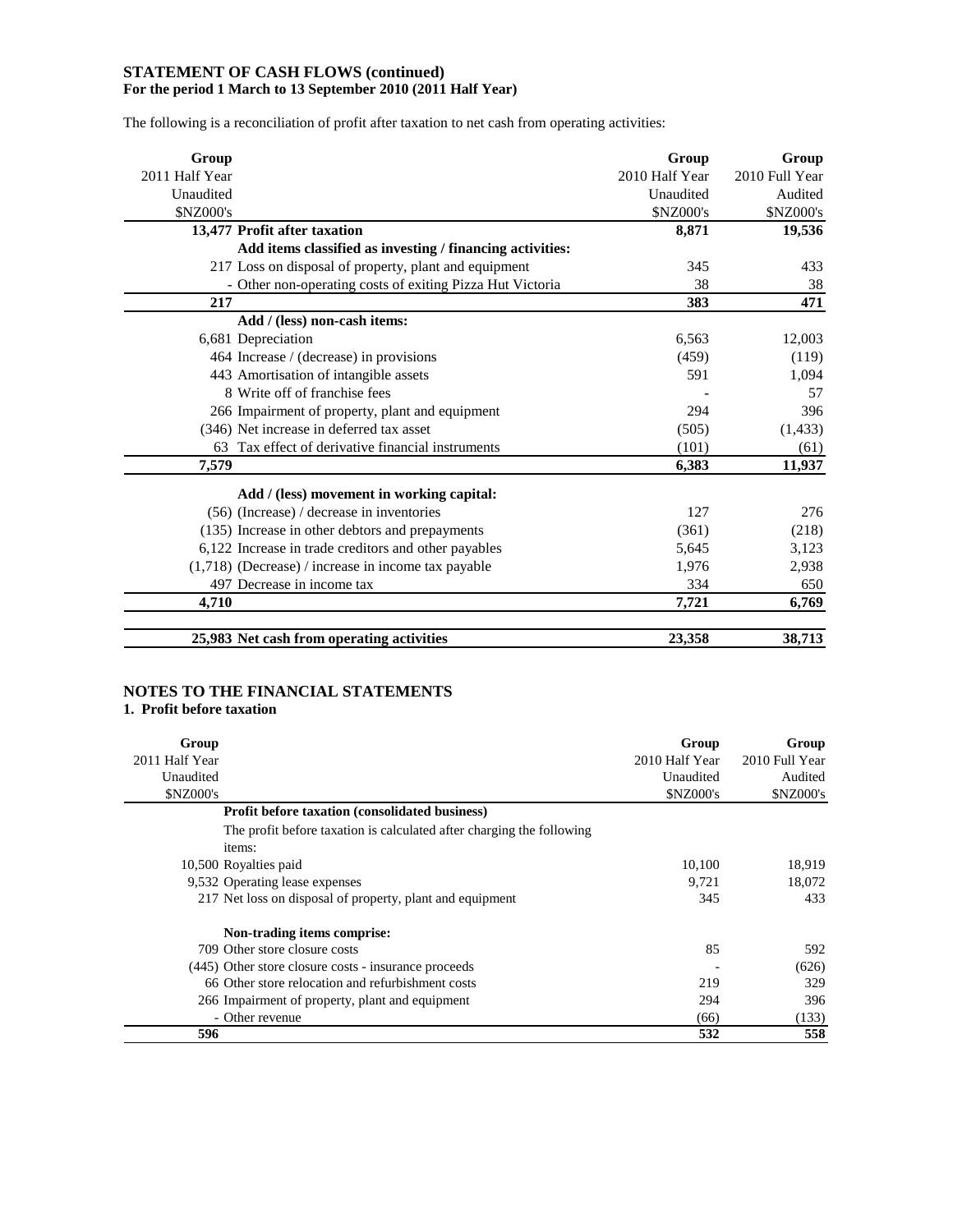**STATEMENT OF CASH FLOWS (continued)**
**For the period 1 March to 13 September 2010 (2011 Half Year)**

The following is a reconciliation of profit after taxation to net cash from operating activities:

| Group 2011 Half Year Unaudited $NZ000's | | Group 2010 Half Year Unaudited $NZ000's | Group 2010 Full Year Audited $NZ000's |
|---|---|---|---|
| **13,477** | **Profit after taxation** | **8,871** | **19,536** |
| | **Add items classified as investing / financing activities:** | | |
| 217 | Loss on disposal of property, plant and equipment | 345 | 433 |
| - | Other non-operating costs of exiting Pizza Hut Victoria | 38 | 38 |
| **217** | | **383** | **471** |
| | **Add / (less) non-cash items:** | | |
| 6,681 | Depreciation | 6,563 | 12,003 |
| 464 | Increase / (decrease) in provisions | (459) | (119) |
| 443 | Amortisation of intangible assets | 591 | 1,094 |
| 8 | Write off of franchise fees | - | 57 |
| 266 | Impairment of property, plant and equipment | 294 | 396 |
| (346) | Net increase in deferred tax asset | (505) | (1,433) |
| 63 | Tax effect of derivative financial instruments | (101) | (61) |
| **7,579** | | **6,383** | **11,937** |
| | **Add / (less) movement in working capital:** | | |
| (56) | (Increase) / decrease in inventories | 127 | 276 |
| (135) | Increase in other debtors and prepayments | (361) | (218) |
| 6,122 | Increase in trade creditors and other payables | 5,645 | 3,123 |
| (1,718) | (Decrease) / increase in income tax payable | 1,976 | 2,938 |
| 497 | Decrease in income tax | 334 | 650 |
| **4,710** | | **7,721** | **6,769** |
| **25,983** | **Net cash from operating activities** | **23,358** | **38,713** |

## NOTES TO THE FINANCIAL STATEMENTS

### 1. Profit before taxation

| Group 2011 Half Year Unaudited $NZ000's | | Group 2010 Half Year Unaudited $NZ000's | Group 2010 Full Year Audited $NZ000's |
|---|---|---|---|
| | **Profit before taxation (consolidated business)** | | |
| | The profit before taxation is calculated after charging the following items: | | |
| 10,500 | Royalties paid | 10,100 | 18,919 |
| 9,532 | Operating lease expenses | 9,721 | 18,072 |
| 217 | Net loss on disposal of property, plant and equipment | 345 | 433 |
| | **Non-trading items comprise:** | | |
| 709 | Other store closure costs | 85 | 592 |
| (445) | Other store closure costs - insurance proceeds | - | (626) |
| 66 | Other store relocation and refurbishment costs | 219 | 329 |
| 266 | Impairment of property, plant and equipment | 294 | 396 |
| - | Other revenue | (66) | (133) |
| **596** | | **532** | **558** |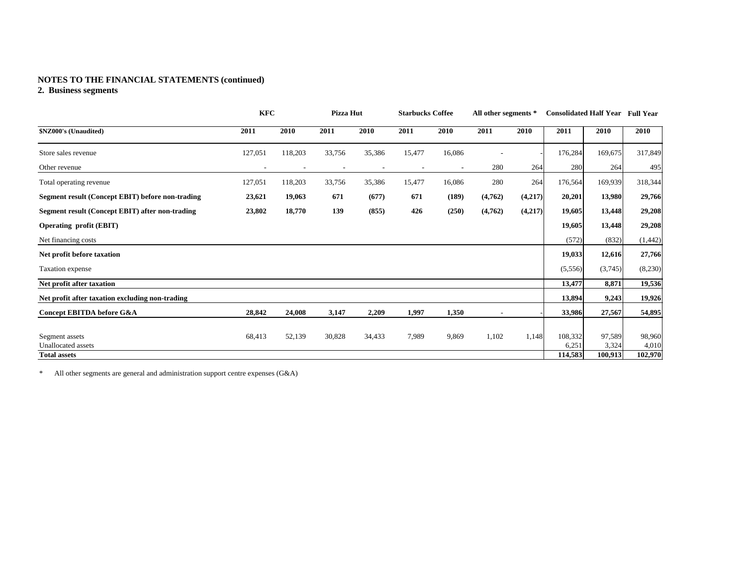**NOTES TO THE FINANCIAL STATEMENTS (continued)**

**2. Business segments**

| | KFC | | Pizza Hut | | Starbucks Coffee | | All other segments * | | Consolidated Half Year | | Full Year |
|---|---|---|---|---|---|---|---|---|---|---|---|
| **$NZ000's (Unaudited)** | **2011** | **2010** | **2011** | **2010** | **2011** | **2010** | **2011** | **2010** | **2011** | **2010** | **2010** |
| Store sales revenue | 127,051 | 118,203 | 33,756 | 35,386 | 15,477 | 16,086 | - | - | 176,284 | 169,675 | 317,849 |
| Other revenue | - | - | - | - | - | - | 280 | 264 | 280 | 264 | 495 |
| Total operating revenue | 127,051 | 118,203 | 33,756 | 35,386 | 15,477 | 16,086 | 280 | 264 | 176,564 | 169,939 | 318,344 |
| **Segment result (Concept EBIT) before non-trading** | **23,621** | **19,063** | **671** | **(677)** | **671** | **(189)** | **(4,762)** | **(4,217)** | **20,201** | **13,980** | **29,766** |
| **Segment result (Concept EBIT) after non-trading** | **23,802** | **18,770** | **139** | **(855)** | **426** | **(250)** | **(4,762)** | **(4,217)** | **19,605** | **13,448** | **29,208** |
| **Operating profit (EBIT)** | | | | | | | | | **19,605** | **13,448** | **29,208** |
| Net financing costs | | | | | | | | | (572) | (832) | (1,442) |
| **Net profit before taxation** | | | | | | | | | **19,033** | **12,616** | **27,766** |
| Taxation expense | | | | | | | | | (5,556) | (3,745) | (8,230) |
| **Net profit after taxation** | | | | | | | | | **13,477** | **8,871** | **19,536** |
| **Net profit after taxation excluding non-trading** | | | | | | | | | **13,894** | **9,243** | **19,926** |
| **Concept EBITDA before G&A** | **28,842** | **24,008** | **3,147** | **2,209** | **1,997** | **1,350** | - | - | **33,986** | **27,567** | **54,895** |
| Segment assets | 68,413 | 52,139 | 30,828 | 34,433 | 7,989 | 9,869 | 1,102 | 1,148 | 108,332 | 97,589 | 98,960 |
| Unallocated assets | | | | | | | | | 6,251 | 3,324 | 4,010 |
| **Total assets** | | | | | | | | | **114,583** | **100,913** | **102,970** |

\* All other segments are general and administration support centre expenses (G&A)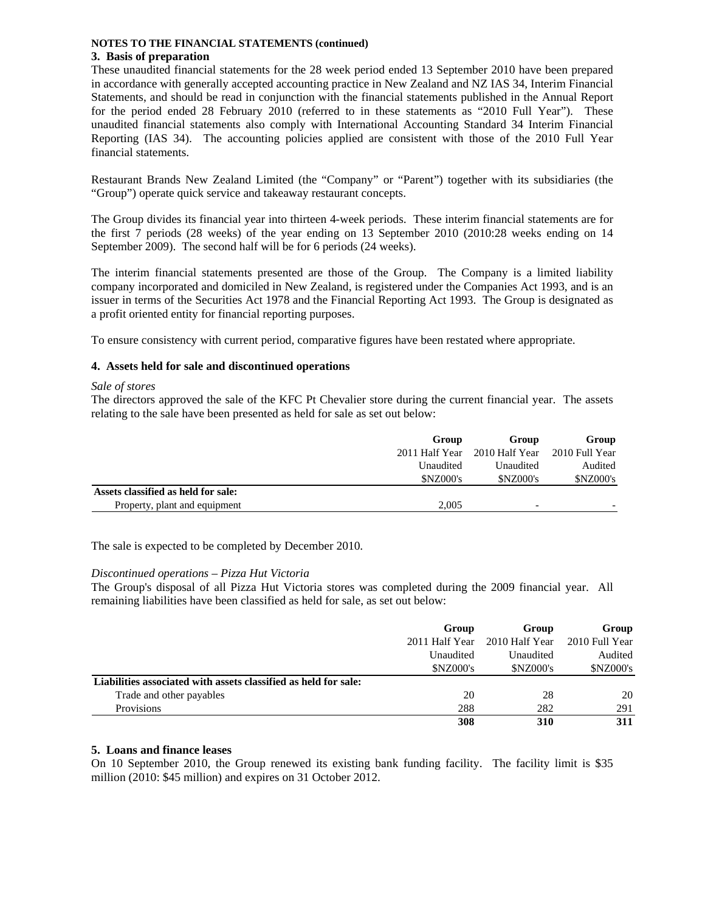**NOTES TO THE FINANCIAL STATEMENTS (continued)**

## 3. Basis of preparation

These unaudited financial statements for the 28 week period ended 13 September 2010 have been prepared in accordance with generally accepted accounting practice in New Zealand and NZ IAS 34, Interim Financial Statements, and should be read in conjunction with the financial statements published in the Annual Report for the period ended 28 February 2010 (referred to in these statements as "2010 Full Year"). These unaudited financial statements also comply with International Accounting Standard 34 Interim Financial Reporting (IAS 34). The accounting policies applied are consistent with those of the 2010 Full Year financial statements.

Restaurant Brands New Zealand Limited (the "Company" or "Parent") together with its subsidiaries (the "Group") operate quick service and takeaway restaurant concepts.

The Group divides its financial year into thirteen 4-week periods. These interim financial statements are for the first 7 periods (28 weeks) of the year ending on 13 September 2010 (2010:28 weeks ending on 14 September 2009). The second half will be for 6 periods (24 weeks).

The interim financial statements presented are those of the Group. The Company is a limited liability company incorporated and domiciled in New Zealand, is registered under the Companies Act 1993, and is an issuer in terms of the Securities Act 1978 and the Financial Reporting Act 1993. The Group is designated as a profit oriented entity for financial reporting purposes.

To ensure consistency with current period, comparative figures have been restated where appropriate.

## 4. Assets held for sale and discontinued operations

*Sale of stores*

The directors approved the sale of the KFC Pt Chevalier store during the current financial year. The assets relating to the sale have been presented as held for sale as set out below:

| | Group | Group | Group |
|---|---|---|---|
| | 2011 Half Year | 2010 Half Year | 2010 Full Year |
| | Unaudited | Unaudited | Audited |
| | $NZ000's | $NZ000's | $NZ000's |
| **Assets classified as held for sale:** | | | |
| Property, plant and equipment | 2,005 | - | - |

The sale is expected to be completed by December 2010.

*Discontinued operations – Pizza Hut Victoria*

The Group's disposal of all Pizza Hut Victoria stores was completed during the 2009 financial year. All remaining liabilities have been classified as held for sale, as set out below:

| | Group | Group | Group |
|---|---|---|---|
| | 2011 Half Year | 2010 Half Year | 2010 Full Year |
| | Unaudited | Unaudited | Audited |
| | $NZ000's | $NZ000's | $NZ000's |
| **Liabilities associated with assets classified as held for sale:** | | | |
| Trade and other payables | 20 | 28 | 20 |
| Provisions | 288 | 282 | 291 |
| | **308** | **310** | **311** |

## 5. Loans and finance leases

On 10 September 2010, the Group renewed its existing bank funding facility. The facility limit is $35 million (2010: $45 million) and expires on 31 October 2012.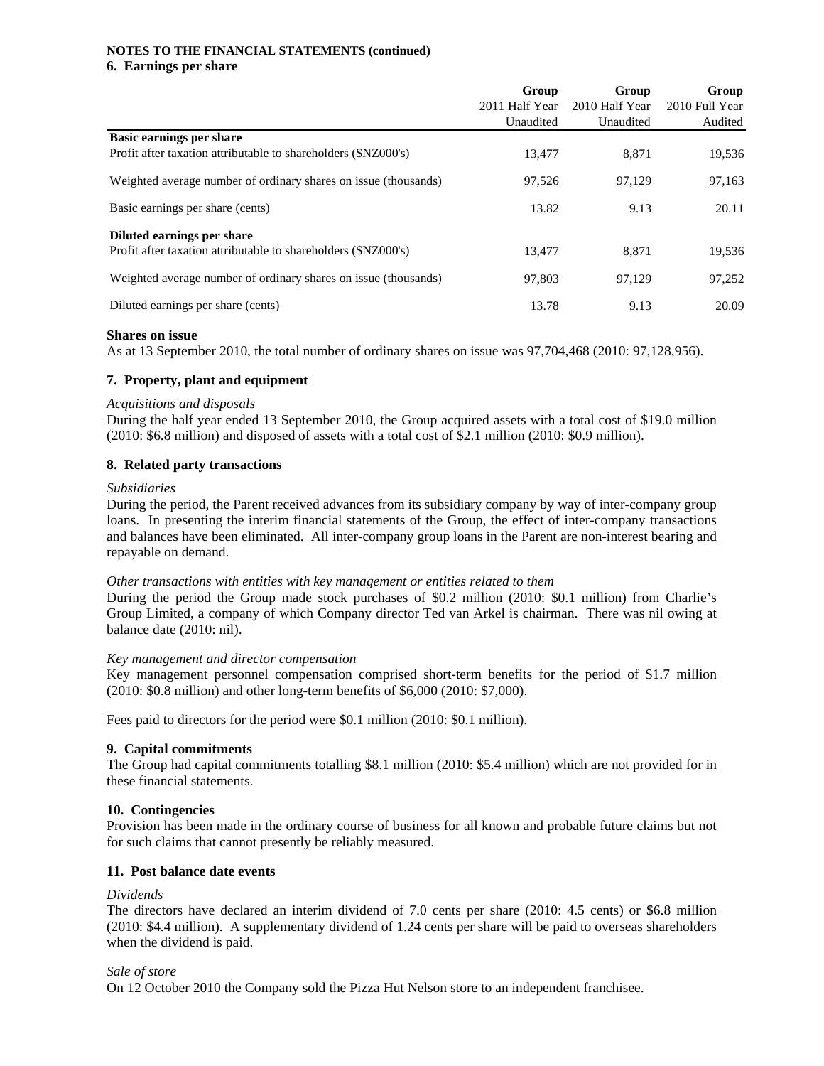**NOTES TO THE FINANCIAL STATEMENTS (continued)**

## 6. Earnings per share

| | Group 2011 Half Year Unaudited | Group 2010 Half Year Unaudited | Group 2010 Full Year Audited |
|---|---|---|---|
| **Basic earnings per share** | | | |
| Profit after taxation attributable to shareholders ($NZ000's) | 13,477 | 8,871 | 19,536 |
| Weighted average number of ordinary shares on issue (thousands) | 97,526 | 97,129 | 97,163 |
| Basic earnings per share (cents) | 13.82 | 9.13 | 20.11 |
| **Diluted earnings per share** | | | |
| Profit after taxation attributable to shareholders ($NZ000's) | 13,477 | 8,871 | 19,536 |
| Weighted average number of ordinary shares on issue (thousands) | 97,803 | 97,129 | 97,252 |
| Diluted earnings per share (cents) | 13.78 | 9.13 | 20.09 |

### Shares on issue

As at 13 September 2010, the total number of ordinary shares on issue was 97,704,468 (2010: 97,128,956).

## 7. Property, plant and equipment

*Acquisitions and disposals*

During the half year ended 13 September 2010, the Group acquired assets with a total cost of $19.0 million (2010: $6.8 million) and disposed of assets with a total cost of $2.1 million (2010: $0.9 million).

## 8. Related party transactions

*Subsidiaries*

During the period, the Parent received advances from its subsidiary company by way of inter-company group loans. In presenting the interim financial statements of the Group, the effect of inter-company transactions and balances have been eliminated. All inter-company group loans in the Parent are non-interest bearing and repayable on demand.

*Other transactions with entities with key management or entities related to them*

During the period the Group made stock purchases of $0.2 million (2010: $0.1 million) from Charlie's Group Limited, a company of which Company director Ted van Arkel is chairman. There was nil owing at balance date (2010: nil).

*Key management and director compensation*

Key management personnel compensation comprised short-term benefits for the period of $1.7 million (2010: $0.8 million) and other long-term benefits of $6,000 (2010: $7,000).

Fees paid to directors for the period were $0.1 million (2010: $0.1 million).

## 9. Capital commitments

The Group had capital commitments totalling $8.1 million (2010: $5.4 million) which are not provided for in these financial statements.

## 10. Contingencies

Provision has been made in the ordinary course of business for all known and probable future claims but not for such claims that cannot presently be reliably measured.

## 11. Post balance date events

*Dividends*

The directors have declared an interim dividend of 7.0 cents per share (2010: 4.5 cents) or $6.8 million (2010: $4.4 million). A supplementary dividend of 1.24 cents per share will be paid to overseas shareholders when the dividend is paid.

*Sale of store*

On 12 October 2010 the Company sold the Pizza Hut Nelson store to an independent franchisee.